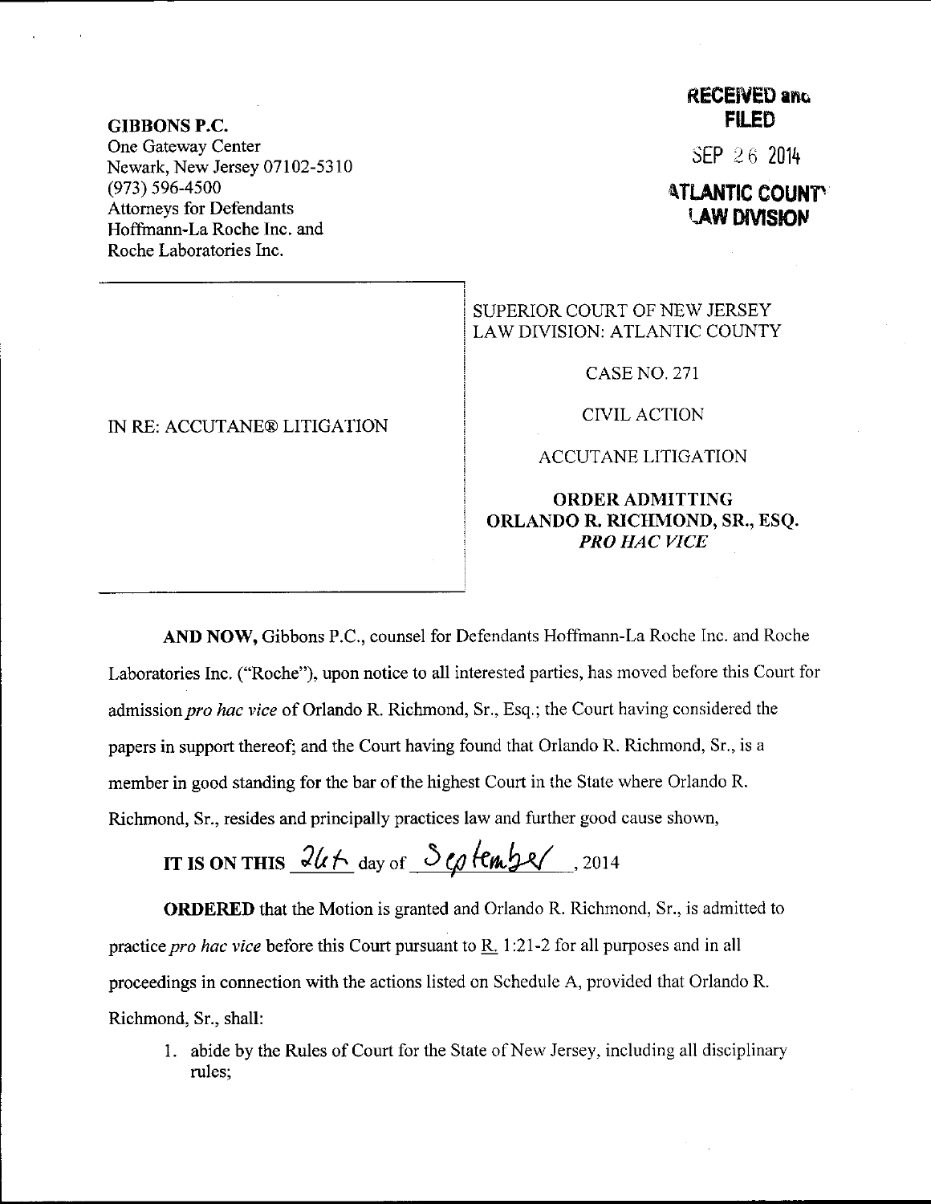**GIBBONS P.C.**
One Gateway Center
Newark, New Jersey 07102-5310
(973) 596-4500
Attorneys for Defendants
Hoffmann-La Roche Inc. and
Roche Laboratories Inc.

**RECEIVED and FILED**

SEP 26 2014

**ATLANTIC COUNTY LAW DIVISION**

IN RE: ACCUTANE® LITIGATION

SUPERIOR COURT OF NEW JERSEY
LAW DIVISION: ATLANTIC COUNTY

CASE NO. 271

CIVIL ACTION

ACCUTANE LITIGATION

**ORDER ADMITTING ORLANDO R. RICHMOND, SR., ESQ. *PRO HAC VICE***

**AND NOW,** Gibbons P.C., counsel for Defendants Hoffmann-La Roche Inc. and Roche Laboratories Inc. ("Roche"), upon notice to all interested parties, has moved before this Court for admission *pro hac vice* of Orlando R. Richmond, Sr., Esq.; the Court having considered the papers in support thereof; and the Court having found that Orlando R. Richmond, Sr., is a member in good standing for the bar of the highest Court in the State where Orlando R. Richmond, Sr., resides and principally practices law and further good cause shown,

**IT IS ON THIS** 26th day of September, 2014

**ORDERED** that the Motion is granted and Orlando R. Richmond, Sr., is admitted to practice *pro hac vice* before this Court pursuant to R. 1:21-2 for all purposes and in all proceedings in connection with the actions listed on Schedule A, provided that Orlando R. Richmond, Sr., shall:

1. abide by the Rules of Court for the State of New Jersey, including all disciplinary rules;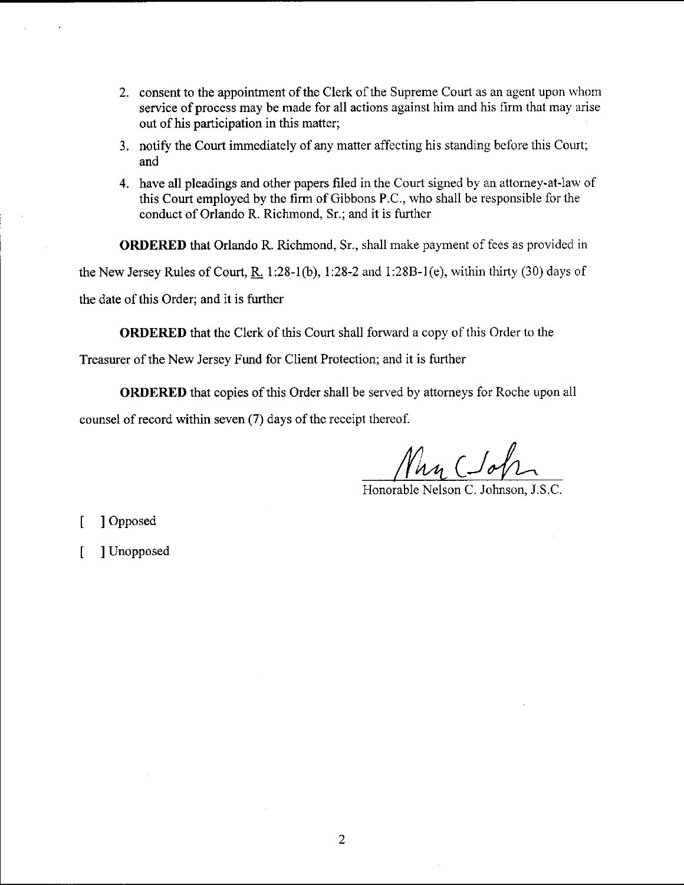2. consent to the appointment of the Clerk of the Supreme Court as an agent upon whom service of process may be made for all actions against him and his firm that may arise out of his participation in this matter;
3. notify the Court immediately of any matter affecting his standing before this Court; and
4. have all pleadings and other papers filed in the Court signed by an attorney-at-law of this Court employed by the firm of Gibbons P.C., who shall be responsible for the conduct of Orlando R. Richmond, Sr.; and it is further

**ORDERED** that Orlando R. Richmond, Sr., shall make payment of fees as provided in the New Jersey Rules of Court, R. 1:28-1(b), 1:28-2 and 1:28B-1(e), within thirty (30) days of the date of this Order; and it is further

**ORDERED** that the Clerk of this Court shall forward a copy of this Order to the Treasurer of the New Jersey Fund for Client Protection; and it is further

**ORDERED** that copies of this Order shall be served by attorneys for Roche upon all counsel of record within seven (7) days of the receipt thereof.

Honorable Nelson C. Johnson, J.S.C.

[ ] Opposed

[ ] Unopposed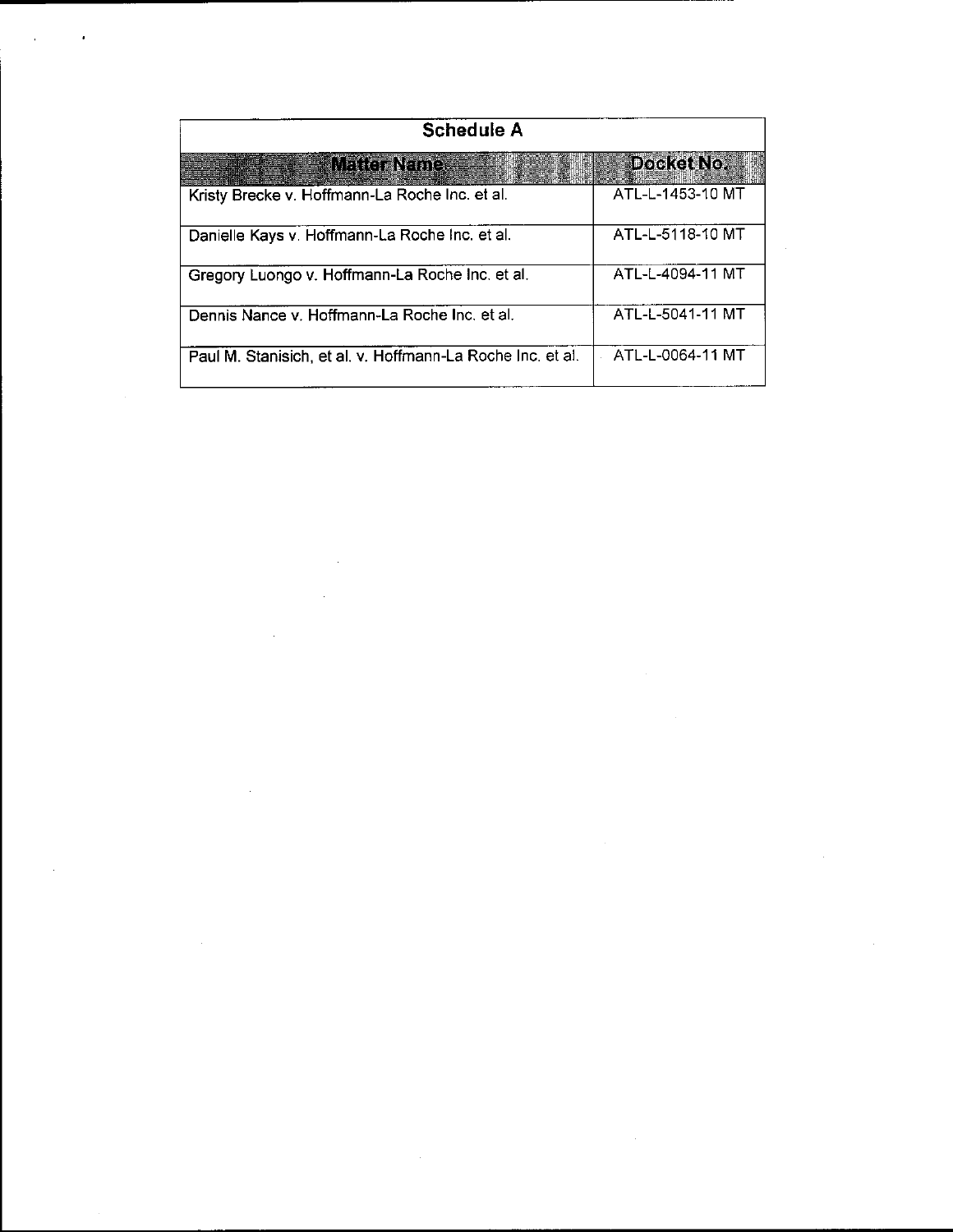| Schedule A | |
|---|---|
| Matter Name | Docket No. |
| Kristy Brecke v. Hoffmann-La Roche Inc. et al. | ATL-L-1453-10 MT |
| Danielle Kays v. Hoffmann-La Roche Inc. et al. | ATL-L-5118-10 MT |
| Gregory Luongo v. Hoffmann-La Roche Inc. et al. | ATL-L-4094-11 MT |
| Dennis Nance v. Hoffmann-La Roche Inc. et al. | ATL-L-5041-11 MT |
| Paul M. Stanisich, et al. v. Hoffmann-La Roche Inc. et al. | ATL-L-0064-11 MT |